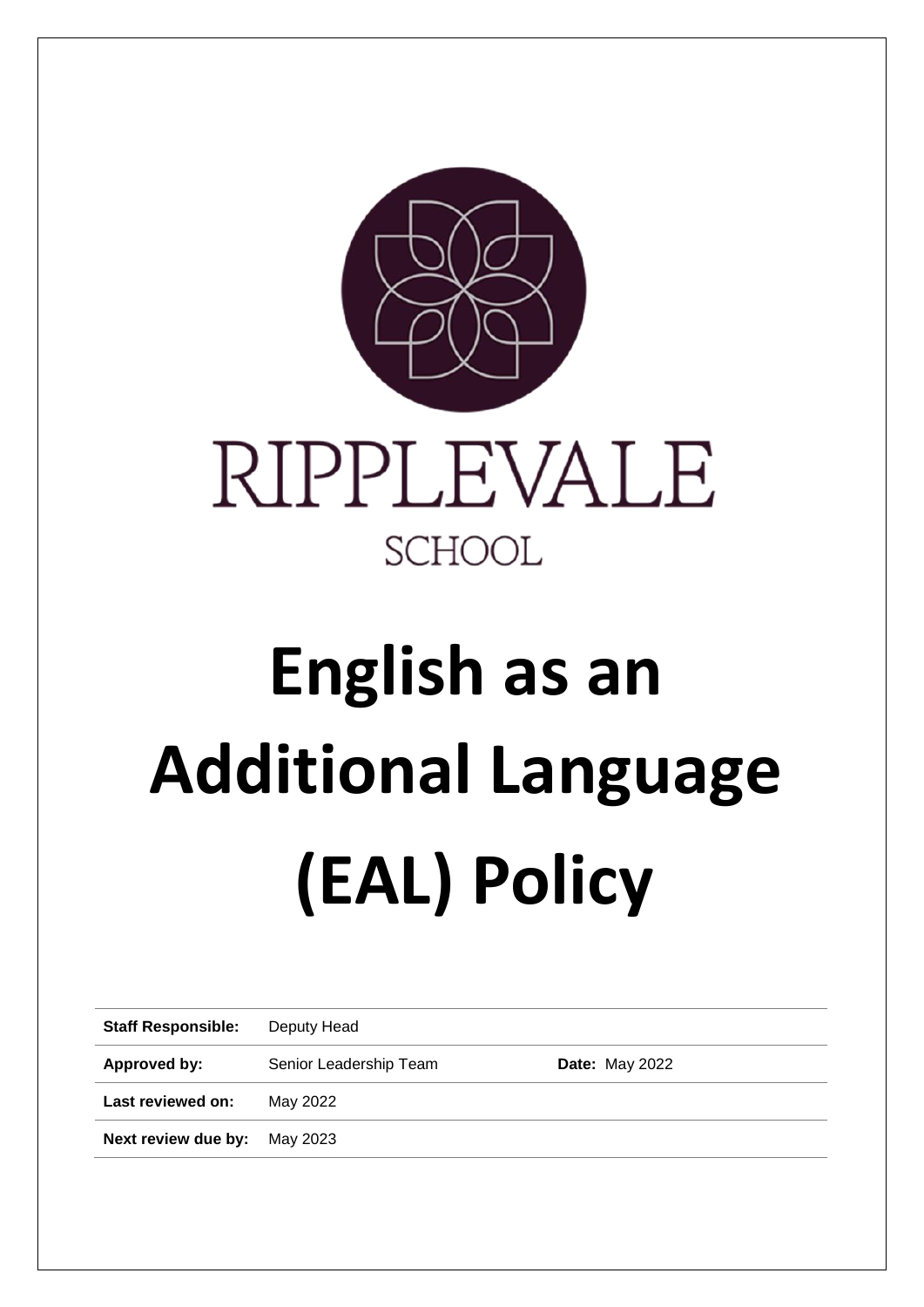RIPPLEVALE

SCHOOL

# English as an Additional Language (EAL) Policy

| | | |
|---|---|---|
| **Staff Responsible:** | Deputy Head | |
| **Approved by:** | Senior Leadership Team | **Date:** May 2022 |
| **Last reviewed on:** | May 2022 | |
| **Next review due by:** | May 2023 | |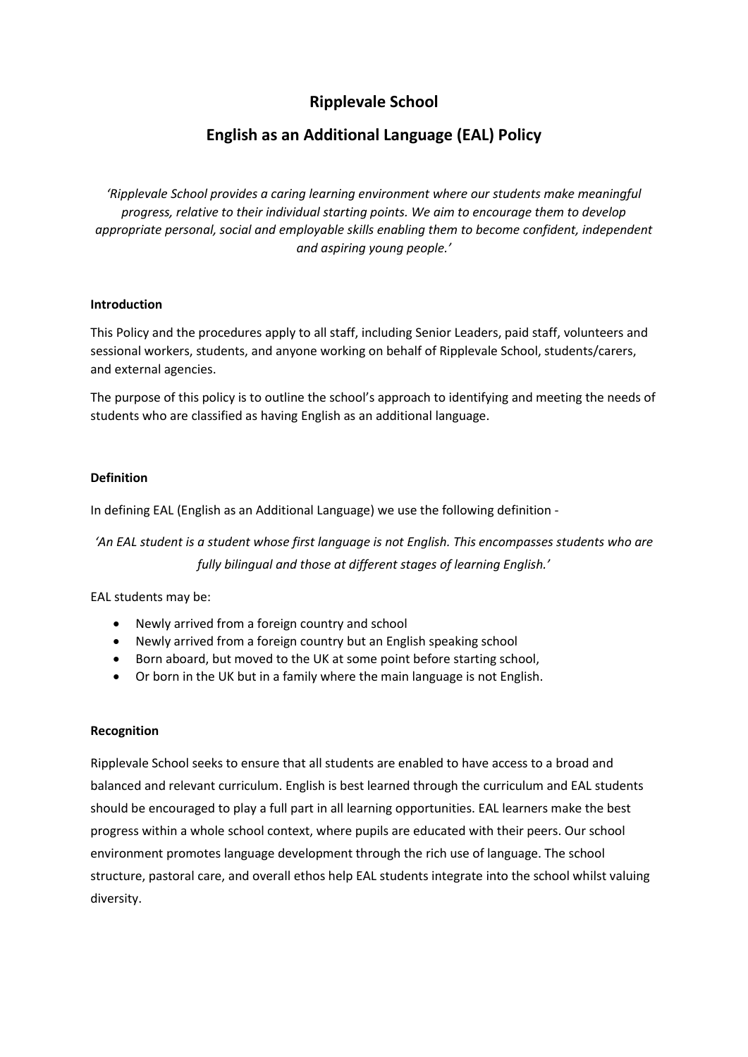# Ripplevale School

## English as an Additional Language (EAL) Policy

*'Ripplevale School provides a caring learning environment where our students make meaningful progress, relative to their individual starting points. We aim to encourage them to develop appropriate personal, social and employable skills enabling them to become confident, independent and aspiring young people.'*

**Introduction**

This Policy and the procedures apply to all staff, including Senior Leaders, paid staff, volunteers and sessional workers, students, and anyone working on behalf of Ripplevale School, students/carers, and external agencies.

The purpose of this policy is to outline the school's approach to identifying and meeting the needs of students who are classified as having English as an additional language.

**Definition**

In defining EAL (English as an Additional Language) we use the following definition -

*'An EAL student is a student whose first language is not English. This encompasses students who are fully bilingual and those at different stages of learning English.'*

EAL students may be:

- Newly arrived from a foreign country and school
- Newly arrived from a foreign country but an English speaking school
- Born aboard, but moved to the UK at some point before starting school,
- Or born in the UK but in a family where the main language is not English.

**Recognition**

Ripplevale School seeks to ensure that all students are enabled to have access to a broad and balanced and relevant curriculum. English is best learned through the curriculum and EAL students should be encouraged to play a full part in all learning opportunities. EAL learners make the best progress within a whole school context, where pupils are educated with their peers. Our school environment promotes language development through the rich use of language. The school structure, pastoral care, and overall ethos help EAL students integrate into the school whilst valuing diversity.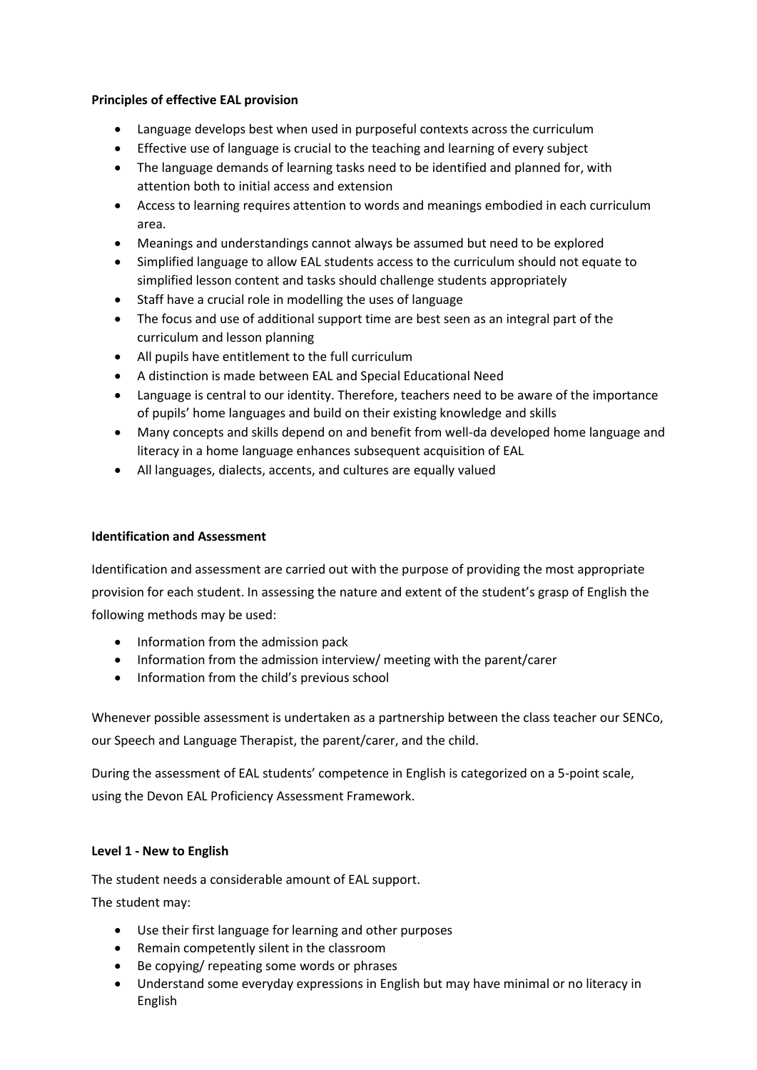**Principles of effective EAL provision**

- Language develops best when used in purposeful contexts across the curriculum
- Effective use of language is crucial to the teaching and learning of every subject
- The language demands of learning tasks need to be identified and planned for, with attention both to initial access and extension
- Access to learning requires attention to words and meanings embodied in each curriculum area.
- Meanings and understandings cannot always be assumed but need to be explored
- Simplified language to allow EAL students access to the curriculum should not equate to simplified lesson content and tasks should challenge students appropriately
- Staff have a crucial role in modelling the uses of language
- The focus and use of additional support time are best seen as an integral part of the curriculum and lesson planning
- All pupils have entitlement to the full curriculum
- A distinction is made between EAL and Special Educational Need
- Language is central to our identity. Therefore, teachers need to be aware of the importance of pupils' home languages and build on their existing knowledge and skills
- Many concepts and skills depend on and benefit from well-da developed home language and literacy in a home language enhances subsequent acquisition of EAL
- All languages, dialects, accents, and cultures are equally valued

**Identification and Assessment**

Identification and assessment are carried out with the purpose of providing the most appropriate provision for each student. In assessing the nature and extent of the student's grasp of English the following methods may be used:

- Information from the admission pack
- Information from the admission interview/ meeting with the parent/carer
- Information from the child's previous school

Whenever possible assessment is undertaken as a partnership between the class teacher our SENCo, our Speech and Language Therapist, the parent/carer, and the child.

During the assessment of EAL students' competence in English is categorized on a 5-point scale, using the Devon EAL Proficiency Assessment Framework.

**Level 1 - New to English**

The student needs a considerable amount of EAL support.

The student may:

- Use their first language for learning and other purposes
- Remain competently silent in the classroom
- Be copying/ repeating some words or phrases
- Understand some everyday expressions in English but may have minimal or no literacy in English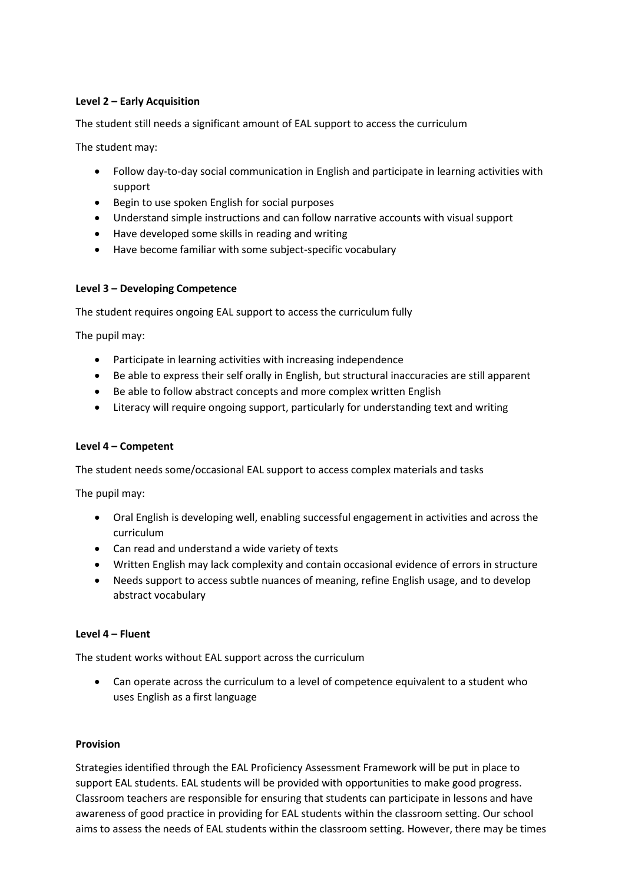**Level 2 – Early Acquisition**

The student still needs a significant amount of EAL support to access the curriculum

The student may:

- Follow day-to-day social communication in English and participate in learning activities with support
- Begin to use spoken English for social purposes
- Understand simple instructions and can follow narrative accounts with visual support
- Have developed some skills in reading and writing
- Have become familiar with some subject-specific vocabulary

**Level 3 – Developing Competence**

The student requires ongoing EAL support to access the curriculum fully

The pupil may:

- Participate in learning activities with increasing independence
- Be able to express their self orally in English, but structural inaccuracies are still apparent
- Be able to follow abstract concepts and more complex written English
- Literacy will require ongoing support, particularly for understanding text and writing

**Level 4 – Competent**

The student needs some/occasional EAL support to access complex materials and tasks

The pupil may:

- Oral English is developing well, enabling successful engagement in activities and across the curriculum
- Can read and understand a wide variety of texts
- Written English may lack complexity and contain occasional evidence of errors in structure
- Needs support to access subtle nuances of meaning, refine English usage, and to develop abstract vocabulary

**Level 4 – Fluent**

The student works without EAL support across the curriculum

- Can operate across the curriculum to a level of competence equivalent to a student who uses English as a first language

**Provision**

Strategies identified through the EAL Proficiency Assessment Framework will be put in place to support EAL students. EAL students will be provided with opportunities to make good progress. Classroom teachers are responsible for ensuring that students can participate in lessons and have awareness of good practice in providing for EAL students within the classroom setting. Our school aims to assess the needs of EAL students within the classroom setting. However, there may be times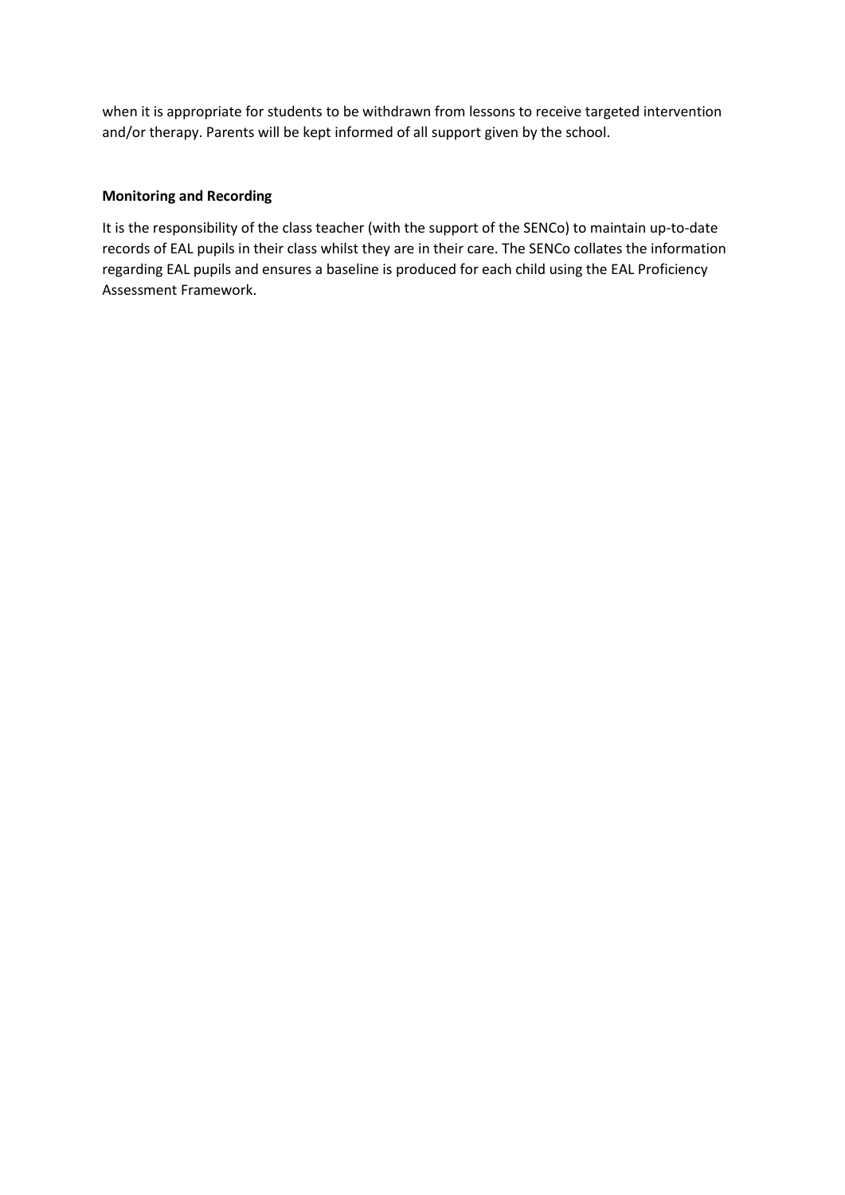when it is appropriate for students to be withdrawn from lessons to receive targeted intervention and/or therapy. Parents will be kept informed of all support given by the school.

**Monitoring and Recording**

It is the responsibility of the class teacher (with the support of the SENCo) to maintain up-to-date records of EAL pupils in their class whilst they are in their care. The SENCo collates the information regarding EAL pupils and ensures a baseline is produced for each child using the EAL Proficiency Assessment Framework.